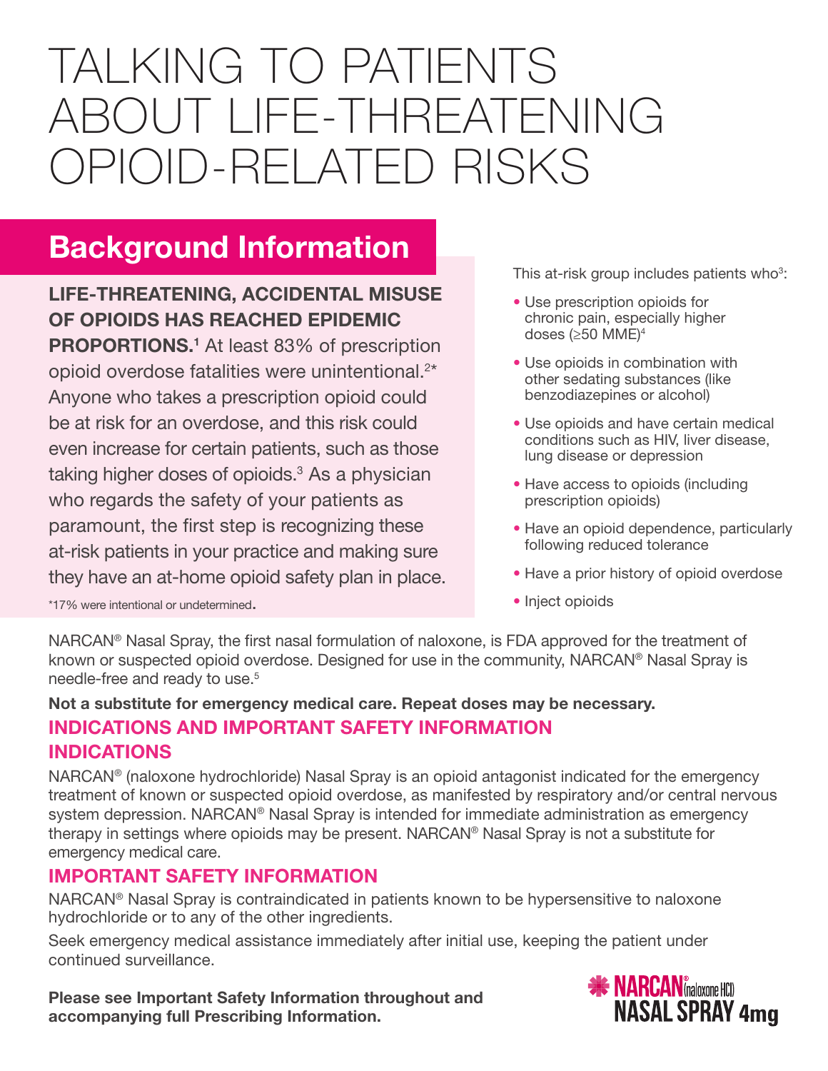# TALKING TO PATIENTS ABOUT LIFE-THREATENING OPIOID-RELATED RISKS

## Background Information

**LIFE-THREATENING, ACCIDENTAL MISUSE OF OPIOIDS HAS REACHED EPIDEMIC PROPORTIONS.**[1] At least 83% of prescription opioid overdose fatalities were unintentional.[2*] Anyone who takes a prescription opioid could be at risk for an overdose, and this risk could even increase for certain patients, such as those taking higher doses of opioids.[3] As a physician who regards the safety of your patients as paramount, the first step is recognizing these at-risk patients in your practice and making sure they have an at-home opioid safety plan in place.

*17% were intentional or undetermined.

This at-risk group includes patients who[3]:

- Use prescription opioids for chronic pain, especially higher doses (≥50 MME)[4]
- Use opioids in combination with other sedating substances (like benzodiazepines or alcohol)
- Use opioids and have certain medical conditions such as HIV, liver disease, lung disease or depression
- Have access to opioids (including prescription opioids)
- Have an opioid dependence, particularly following reduced tolerance
- Have a prior history of opioid overdose
- Inject opioids

NARCAN® Nasal Spray, the first nasal formulation of naloxone, is FDA approved for the treatment of known or suspected opioid overdose. Designed for use in the community, NARCAN® Nasal Spray is needle-free and ready to use.[5]

**Not a substitute for emergency medical care. Repeat doses may be necessary.**

## INDICATIONS AND IMPORTANT SAFETY INFORMATION

### INDICATIONS

NARCAN® (naloxone hydrochloride) Nasal Spray is an opioid antagonist indicated for the emergency treatment of known or suspected opioid overdose, as manifested by respiratory and/or central nervous system depression. NARCAN® Nasal Spray is intended for immediate administration as emergency therapy in settings where opioids may be present. NARCAN® Nasal Spray is not a substitute for emergency medical care.

### IMPORTANT SAFETY INFORMATION

NARCAN® Nasal Spray is contraindicated in patients known to be hypersensitive to naloxone hydrochloride or to any of the other ingredients.

Seek emergency medical assistance immediately after initial use, keeping the patient under continued surveillance.

**Please see Important Safety Information throughout and accompanying full Prescribing Information.**

NARCAN® (naloxone HCl) NASAL SPRAY 4mg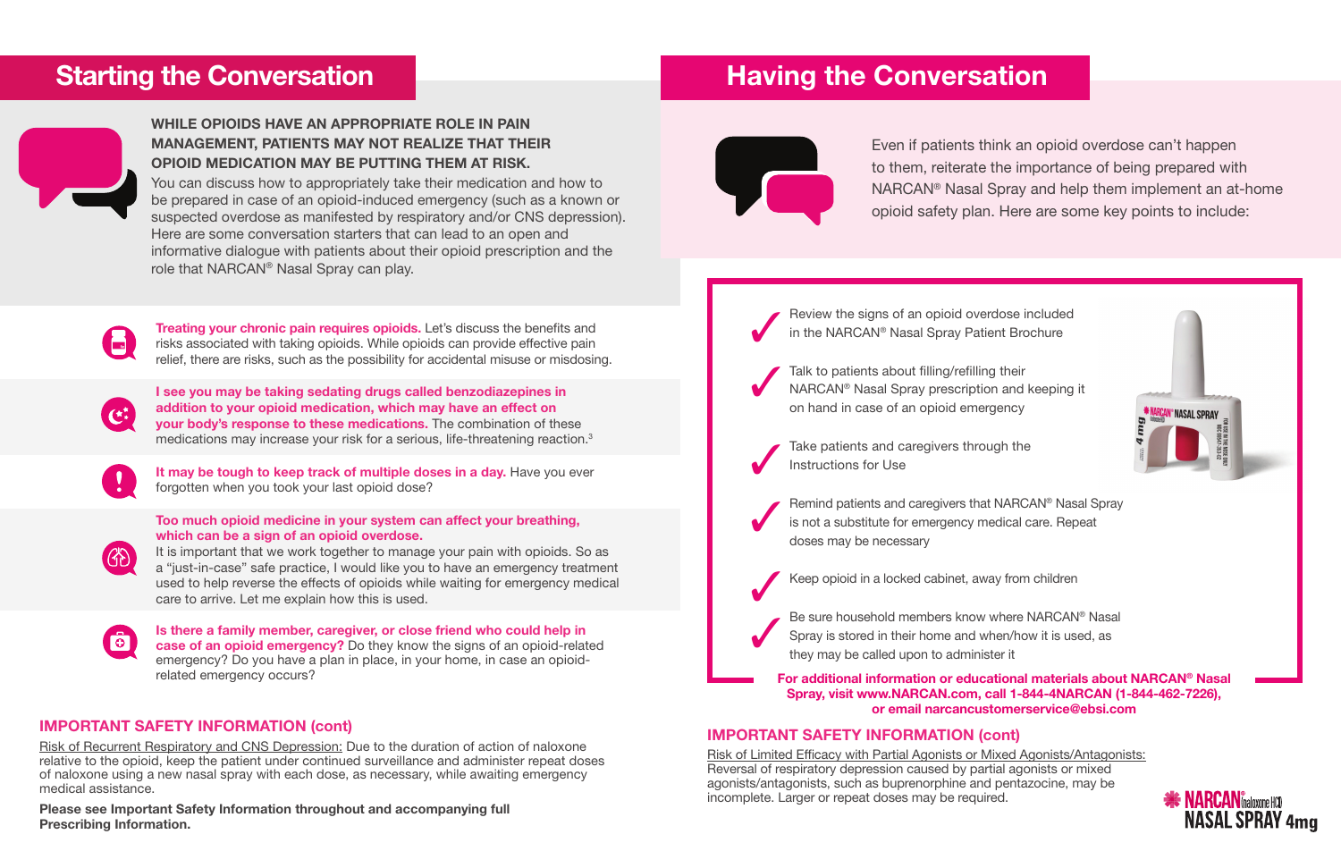## Starting the Conversation

**WHILE OPIOIDS HAVE AN APPROPRIATE ROLE IN PAIN MANAGEMENT, PATIENTS MAY NOT REALIZE THAT THEIR OPIOID MEDICATION MAY BE PUTTING THEM AT RISK.**

You can discuss how to appropriately take their medication and how to be prepared in case of an opioid-induced emergency (such as a known or suspected overdose as manifested by respiratory and/or CNS depression). Here are some conversation starters that can lead to an open and informative dialogue with patients about their opioid prescription and the role that NARCAN® Nasal Spray can play.

**Treating your chronic pain requires opioids.** Let's discuss the benefits and risks associated with taking opioids. While opioids can provide effective pain relief, there are risks, such as the possibility for accidental misuse or misdosing.

**I see you may be taking sedating drugs called benzodiazepines in addition to your opioid medication, which may have an effect on your body's response to these medications.** The combination of these medications may increase your risk for a serious, life-threatening reaction.[3]

**It may be tough to keep track of multiple doses in a day.** Have you ever forgotten when you took your last opioid dose?

**Too much opioid medicine in your system can affect your breathing, which can be a sign of an opioid overdose.** It is important that we work together to manage your pain with opioids. So as a "just-in-case" safe practice, I would like you to have an emergency treatment used to help reverse the effects of opioids while waiting for emergency medical care to arrive. Let me explain how this is used.

**Is there a family member, caregiver, or close friend who could help in case of an opioid emergency?** Do they know the signs of an opioid-related emergency? Do you have a plan in place, in your home, in case an opioid-related emergency occurs?

### IMPORTANT SAFETY INFORMATION (cont)

Risk of Recurrent Respiratory and CNS Depression: Due to the duration of action of naloxone relative to the opioid, keep the patient under continued surveillance and administer repeat doses of naloxone using a new nasal spray with each dose, as necessary, while awaiting emergency medical assistance.

**Please see Important Safety Information throughout and accompanying full Prescribing Information.**

## Having the Conversation

Even if patients think an opioid overdose can't happen to them, reiterate the importance of being prepared with NARCAN® Nasal Spray and help them implement an at-home opioid safety plan. Here are some key points to include:

- ✓ Review the signs of an opioid overdose included in the NARCAN® Nasal Spray Patient Brochure
- ✓ Talk to patients about filling/refilling their NARCAN® Nasal Spray prescription and keeping it on hand in case of an opioid emergency
- ✓ Take patients and caregivers through the Instructions for Use
- ✓ Remind patients and caregivers that NARCAN® Nasal Spray is not a substitute for emergency medical care. Repeat doses may be necessary
- ✓ Keep opioid in a locked cabinet, away from children
- ✓ Be sure household members know where NARCAN® Nasal Spray is stored in their home and when/how it is used, as they may be called upon to administer it

**For additional information or educational materials about NARCAN® Nasal Spray, visit www.NARCAN.com, call 1-844-4NARCAN (1-844-462-7226), or email narcancustomerservice@ebsi.com**

### IMPORTANT SAFETY INFORMATION (cont)

Risk of Limited Efficacy with Partial Agonists or Mixed Agonists/Antagonists: Reversal of respiratory depression caused by partial agonists or mixed agonists/antagonists, such as buprenorphine and pentazocine, may be incomplete. Larger or repeat doses may be required.

NARCAN® (naloxone HCl) NASAL SPRAY 4mg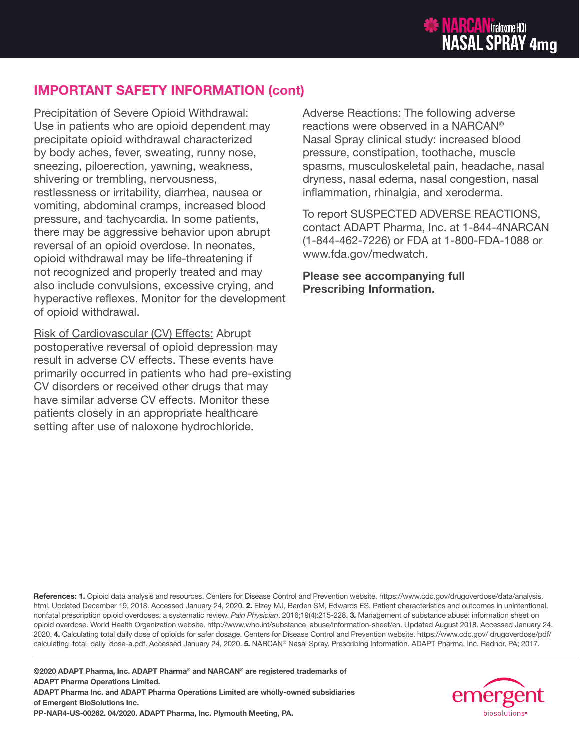## IMPORTANT SAFETY INFORMATION (cont)

Precipitation of Severe Opioid Withdrawal: Use in patients who are opioid dependent may precipitate opioid withdrawal characterized by body aches, fever, sweating, runny nose, sneezing, piloerection, yawning, weakness, shivering or trembling, nervousness, restlessness or irritability, diarrhea, nausea or vomiting, abdominal cramps, increased blood pressure, and tachycardia. In some patients, there may be aggressive behavior upon abrupt reversal of an opioid overdose. In neonates, opioid withdrawal may be life-threatening if not recognized and properly treated and may also include convulsions, excessive crying, and hyperactive reflexes. Monitor for the development of opioid withdrawal.

Risk of Cardiovascular (CV) Effects: Abrupt postoperative reversal of opioid depression may result in adverse CV effects. These events have primarily occurred in patients who had pre-existing CV disorders or received other drugs that may have similar adverse CV effects. Monitor these patients closely in an appropriate healthcare setting after use of naloxone hydrochloride.

Adverse Reactions: The following adverse reactions were observed in a NARCAN® Nasal Spray clinical study: increased blood pressure, constipation, toothache, muscle spasms, musculoskeletal pain, headache, nasal dryness, nasal edema, nasal congestion, nasal inflammation, rhinalgia, and xeroderma.

To report SUSPECTED ADVERSE REACTIONS, contact ADAPT Pharma, Inc. at 1-844-4NARCAN (1-844-462-7226) or FDA at 1-800-FDA-1088 or www.fda.gov/medwatch.

**Please see accompanying full Prescribing Information.**

**References: 1.** Opioid data analysis and resources. Centers for Disease Control and Prevention website. https://www.cdc.gov/drugoverdose/data/analysis.html. Updated December 19, 2018. Accessed January 24, 2020. **2.** Elzey MJ, Barden SM, Edwards ES. Patient characteristics and outcomes in unintentional, nonfatal prescription opioid overdoses: a systematic review. *Pain Physician*. 2016;19(4):215-228. **3.** Management of substance abuse: information sheet on opioid overdose. World Health Organization website. http://www.who.int/substance_abuse/information-sheet/en. Updated August 2018. Accessed January 24, 2020. **4.** Calculating total daily dose of opioids for safer dosage. Centers for Disease Control and Prevention website. https://www.cdc.gov/ drugoverdose/pdf/calculating_total_daily_dose-a.pdf. Accessed January 24, 2020. **5.** NARCAN® Nasal Spray. Prescribing Information. ADAPT Pharma, Inc. Radnor, PA; 2017.

**©2020 ADAPT Pharma, Inc. ADAPT Pharma® and NARCAN® are registered trademarks of ADAPT Pharma Operations Limited.**
**ADAPT Pharma Inc. and ADAPT Pharma Operations Limited are wholly-owned subsidiaries of Emergent BioSolutions Inc.**
**PP-NAR4-US-00262. 04/2020. ADAPT Pharma, Inc. Plymouth Meeting, PA.**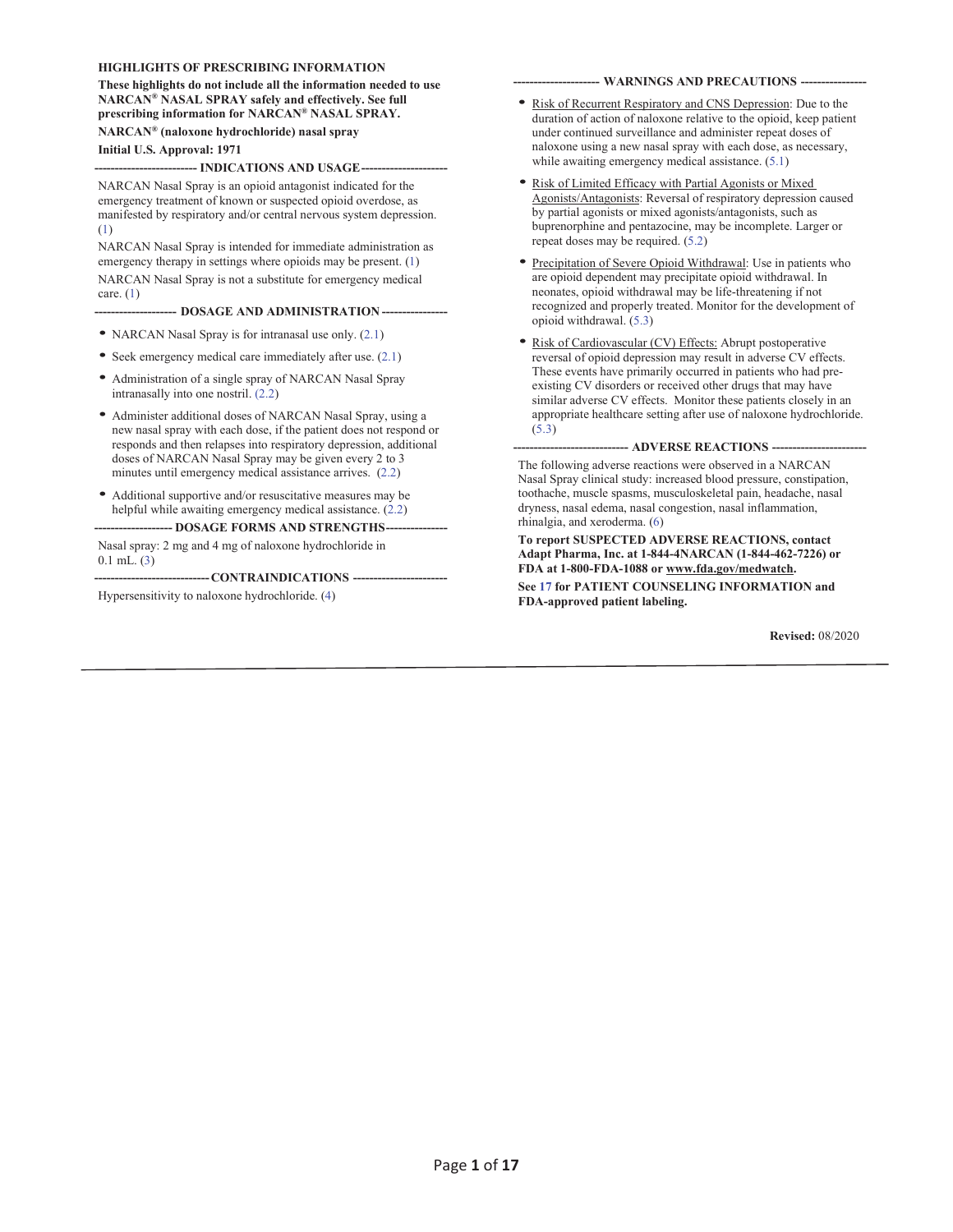# HIGHLIGHTS OF PRESCRIBING INFORMATION

**These highlights do not include all the information needed to use NARCAN® NASAL SPRAY safely and effectively. See full prescribing information for NARCAN® NASAL SPRAY.**

**NARCAN® (naloxone hydrochloride) nasal spray**

**Initial U.S. Approval: 1971**

## INDICATIONS AND USAGE

NARCAN Nasal Spray is an opioid antagonist indicated for the emergency treatment of known or suspected opioid overdose, as manifested by respiratory and/or central nervous system depression. (1)

NARCAN Nasal Spray is intended for immediate administration as emergency therapy in settings where opioids may be present. (1)

NARCAN Nasal Spray is not a substitute for emergency medical care. (1)

## DOSAGE AND ADMINISTRATION

- NARCAN Nasal Spray is for intranasal use only. (2.1)
- Seek emergency medical care immediately after use. (2.1)
- Administration of a single spray of NARCAN Nasal Spray intranasally into one nostril. (2.2)
- Administer additional doses of NARCAN Nasal Spray, using a new nasal spray with each dose, if the patient does not respond or responds and then relapses into respiratory depression, additional doses of NARCAN Nasal Spray may be given every 2 to 3 minutes until emergency medical assistance arrives. (2.2)
- Additional supportive and/or resuscitative measures may be helpful while awaiting emergency medical assistance. (2.2)

## DOSAGE FORMS AND STRENGTHS

Nasal spray: 2 mg and 4 mg of naloxone hydrochloride in 0.1 mL. (3)

## CONTRAINDICATIONS

Hypersensitivity to naloxone hydrochloride. (4)

## WARNINGS AND PRECAUTIONS

- Risk of Recurrent Respiratory and CNS Depression: Due to the duration of action of naloxone relative to the opioid, keep patient under continued surveillance and administer repeat doses of naloxone using a new nasal spray with each dose, as necessary, while awaiting emergency medical assistance. (5.1)
- Risk of Limited Efficacy with Partial Agonists or Mixed Agonists/Antagonists: Reversal of respiratory depression caused by partial agonists or mixed agonists/antagonists, such as buprenorphine and pentazocine, may be incomplete. Larger or repeat doses may be required. (5.2)
- Precipitation of Severe Opioid Withdrawal: Use in patients who are opioid dependent may precipitate opioid withdrawal. In neonates, opioid withdrawal may be life-threatening if not recognized and properly treated. Monitor for the development of opioid withdrawal. (5.3)
- Risk of Cardiovascular (CV) Effects: Abrupt postoperative reversal of opioid depression may result in adverse CV effects. These events have primarily occurred in patients who had pre-existing CV disorders or received other drugs that may have similar adverse CV effects. Monitor these patients closely in an appropriate healthcare setting after use of naloxone hydrochloride. (5.3)

## ADVERSE REACTIONS

The following adverse reactions were observed in a NARCAN Nasal Spray clinical study: increased blood pressure, constipation, toothache, muscle spasms, musculoskeletal pain, headache, nasal dryness, nasal edema, nasal congestion, nasal inflammation, rhinalgia, and xeroderma. (6)

**To report SUSPECTED ADVERSE REACTIONS, contact Adapt Pharma, Inc. at 1-844-4NARCAN (1-844-462-7226) or FDA at 1-800-FDA-1088 or www.fda.gov/medwatch.**

**See 17 for PATIENT COUNSELING INFORMATION and FDA-approved patient labeling.**

**Revised:** 08/2020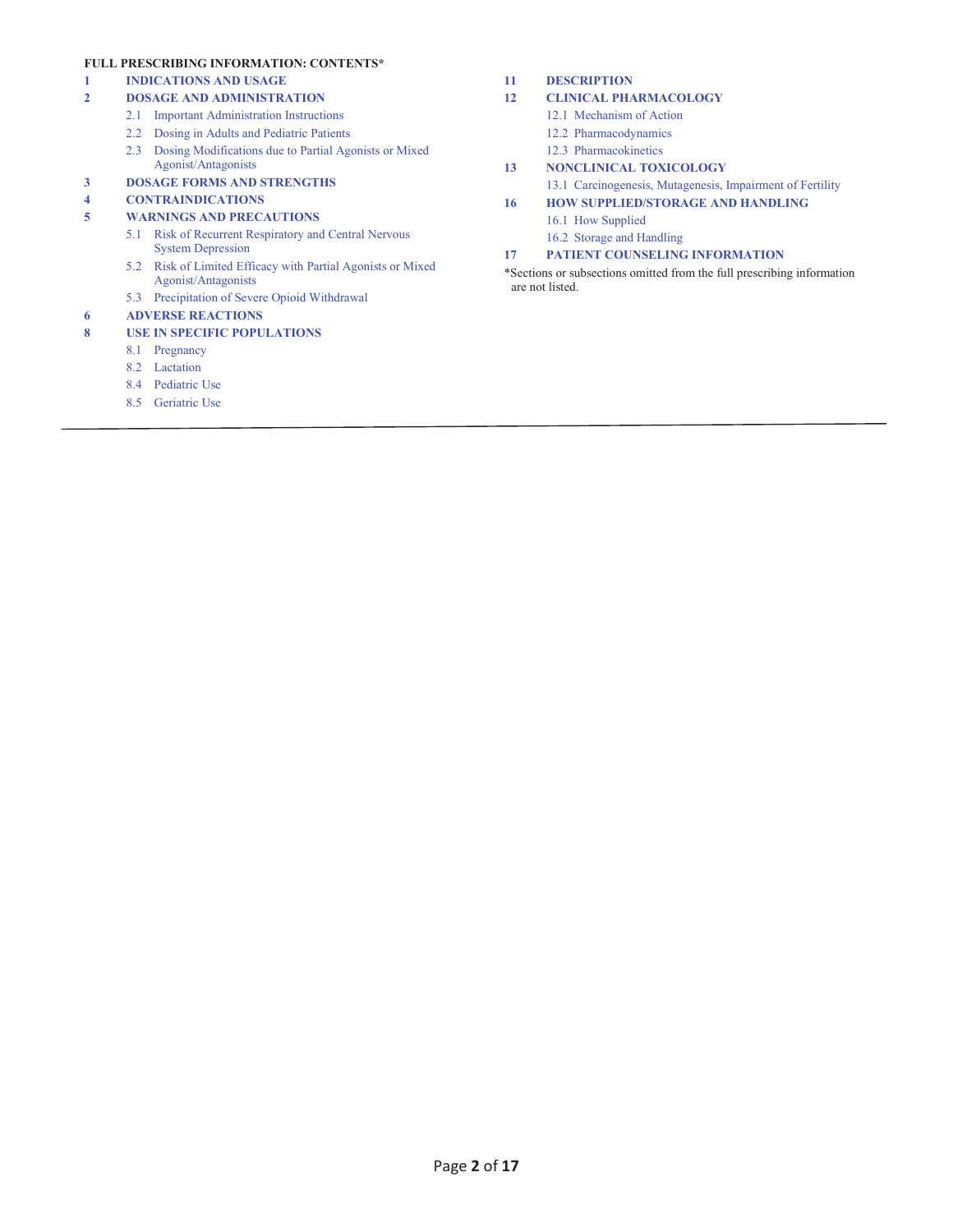**FULL PRESCRIBING INFORMATION: CONTENTS***

**1 INDICATIONS AND USAGE**

**2 DOSAGE AND ADMINISTRATION**

- 2.1 Important Administration Instructions
- 2.2 Dosing in Adults and Pediatric Patients
- 2.3 Dosing Modifications due to Partial Agonists or Mixed Agonist/Antagonists

**3 DOSAGE FORMS AND STRENGTHS**

**4 CONTRAINDICATIONS**

**5 WARNINGS AND PRECAUTIONS**

- 5.1 Risk of Recurrent Respiratory and Central Nervous System Depression
- 5.2 Risk of Limited Efficacy with Partial Agonists or Mixed Agonist/Antagonists
- 5.3 Precipitation of Severe Opioid Withdrawal

**6 ADVERSE REACTIONS**

**8 USE IN SPECIFIC POPULATIONS**

- 8.1 Pregnancy
- 8.2 Lactation
- 8.4 Pediatric Use
- 8.5 Geriatric Use

**11 DESCRIPTION**

**12 CLINICAL PHARMACOLOGY**

- 12.1 Mechanism of Action
- 12.2 Pharmacodynamics
- 12.3 Pharmacokinetics

**13 NONCLINICAL TOXICOLOGY**

- 13.1 Carcinogenesis, Mutagenesis, Impairment of Fertility

**16 HOW SUPPLIED/STORAGE AND HANDLING**

- 16.1 How Supplied
- 16.2 Storage and Handling

**17 PATIENT COUNSELING INFORMATION**

*Sections or subsections omitted from the full prescribing information are not listed.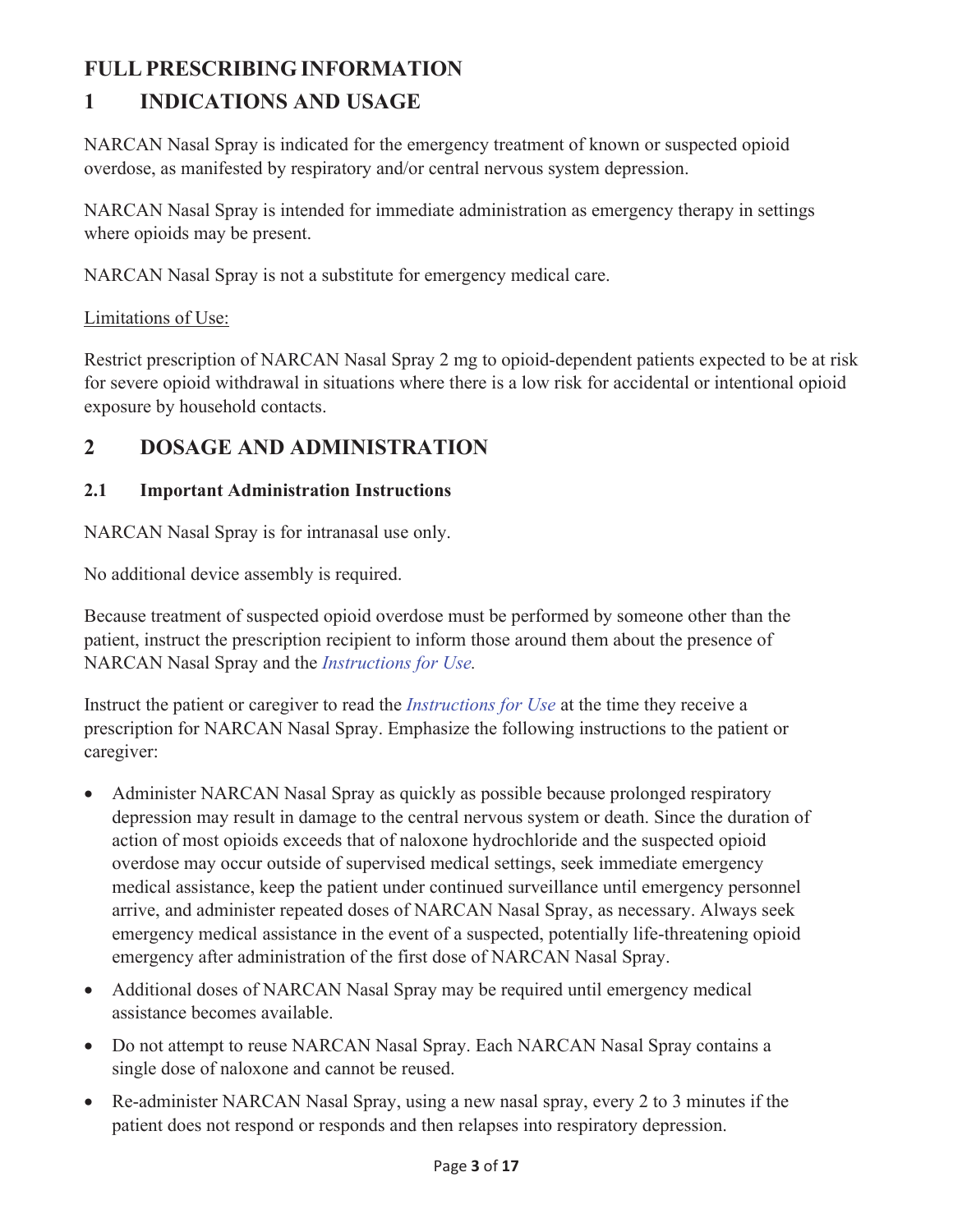# FULL PRESCRIBING INFORMATION

## 1 INDICATIONS AND USAGE

NARCAN Nasal Spray is indicated for the emergency treatment of known or suspected opioid overdose, as manifested by respiratory and/or central nervous system depression.

NARCAN Nasal Spray is intended for immediate administration as emergency therapy in settings where opioids may be present.

NARCAN Nasal Spray is not a substitute for emergency medical care.

Limitations of Use:

Restrict prescription of NARCAN Nasal Spray 2 mg to opioid-dependent patients expected to be at risk for severe opioid withdrawal in situations where there is a low risk for accidental or intentional opioid exposure by household contacts.

## 2 DOSAGE AND ADMINISTRATION

### 2.1 Important Administration Instructions

NARCAN Nasal Spray is for intranasal use only.

No additional device assembly is required.

Because treatment of suspected opioid overdose must be performed by someone other than the patient, instruct the prescription recipient to inform those around them about the presence of NARCAN Nasal Spray and the *Instructions for Use.*

Instruct the patient or caregiver to read the *Instructions for Use* at the time they receive a prescription for NARCAN Nasal Spray. Emphasize the following instructions to the patient or caregiver:

- Administer NARCAN Nasal Spray as quickly as possible because prolonged respiratory depression may result in damage to the central nervous system or death. Since the duration of action of most opioids exceeds that of naloxone hydrochloride and the suspected opioid overdose may occur outside of supervised medical settings, seek immediate emergency medical assistance, keep the patient under continued surveillance until emergency personnel arrive, and administer repeated doses of NARCAN Nasal Spray, as necessary. Always seek emergency medical assistance in the event of a suspected, potentially life-threatening opioid emergency after administration of the first dose of NARCAN Nasal Spray.
- Additional doses of NARCAN Nasal Spray may be required until emergency medical assistance becomes available.
- Do not attempt to reuse NARCAN Nasal Spray. Each NARCAN Nasal Spray contains a single dose of naloxone and cannot be reused.
- Re-administer NARCAN Nasal Spray, using a new nasal spray, every 2 to 3 minutes if the patient does not respond or responds and then relapses into respiratory depression.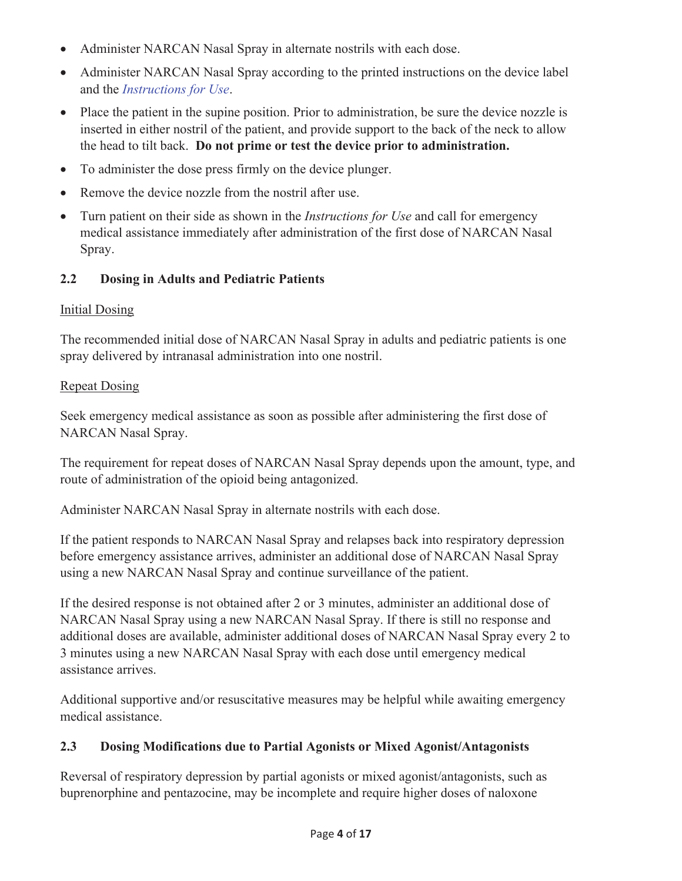- Administer NARCAN Nasal Spray in alternate nostrils with each dose.
- Administer NARCAN Nasal Spray according to the printed instructions on the device label and the *Instructions for Use*.
- Place the patient in the supine position. Prior to administration, be sure the device nozzle is inserted in either nostril of the patient, and provide support to the back of the neck to allow the head to tilt back. **Do not prime or test the device prior to administration.**
- To administer the dose press firmly on the device plunger.
- Remove the device nozzle from the nostril after use.
- Turn patient on their side as shown in the *Instructions for Use* and call for emergency medical assistance immediately after administration of the first dose of NARCAN Nasal Spray.

### 2.2 Dosing in Adults and Pediatric Patients

Initial Dosing

The recommended initial dose of NARCAN Nasal Spray in adults and pediatric patients is one spray delivered by intranasal administration into one nostril.

Repeat Dosing

Seek emergency medical assistance as soon as possible after administering the first dose of NARCAN Nasal Spray.

The requirement for repeat doses of NARCAN Nasal Spray depends upon the amount, type, and route of administration of the opioid being antagonized.

Administer NARCAN Nasal Spray in alternate nostrils with each dose.

If the patient responds to NARCAN Nasal Spray and relapses back into respiratory depression before emergency assistance arrives, administer an additional dose of NARCAN Nasal Spray using a new NARCAN Nasal Spray and continue surveillance of the patient.

If the desired response is not obtained after 2 or 3 minutes, administer an additional dose of NARCAN Nasal Spray using a new NARCAN Nasal Spray. If there is still no response and additional doses are available, administer additional doses of NARCAN Nasal Spray every 2 to 3 minutes using a new NARCAN Nasal Spray with each dose until emergency medical assistance arrives.

Additional supportive and/or resuscitative measures may be helpful while awaiting emergency medical assistance.

### 2.3 Dosing Modifications due to Partial Agonists or Mixed Agonist/Antagonists

Reversal of respiratory depression by partial agonists or mixed agonist/antagonists, such as buprenorphine and pentazocine, may be incomplete and require higher doses of naloxone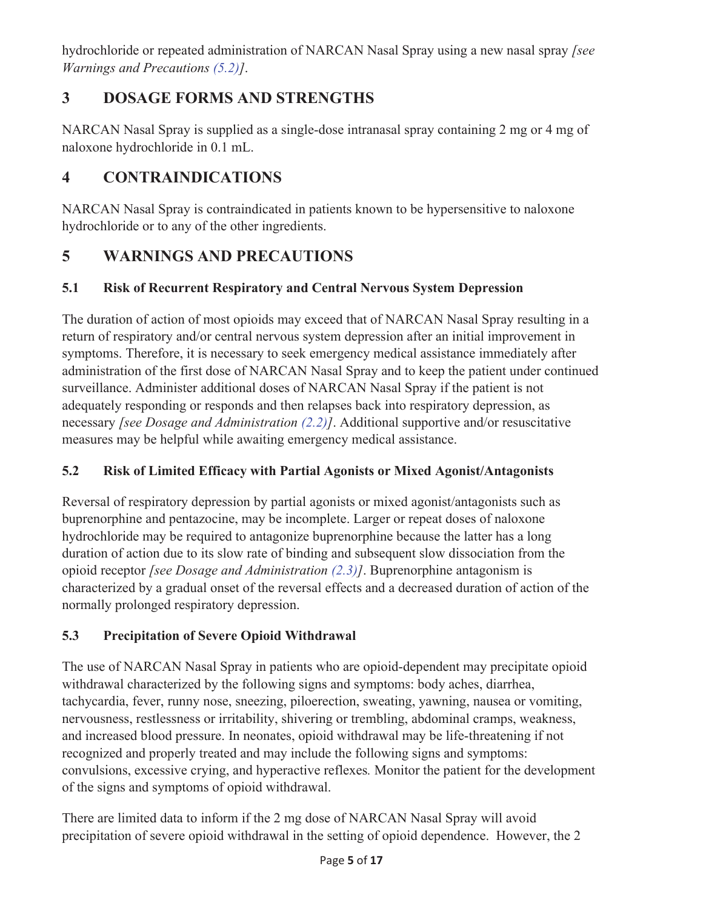hydrochloride or repeated administration of NARCAN Nasal Spray using a new nasal spray *[see Warnings and Precautions (5.2)]*.

# 3 DOSAGE FORMS AND STRENGTHS

NARCAN Nasal Spray is supplied as a single-dose intranasal spray containing 2 mg or 4 mg of naloxone hydrochloride in 0.1 mL.

# 4 CONTRAINDICATIONS

NARCAN Nasal Spray is contraindicated in patients known to be hypersensitive to naloxone hydrochloride or to any of the other ingredients.

# 5 WARNINGS AND PRECAUTIONS

## 5.1 Risk of Recurrent Respiratory and Central Nervous System Depression

The duration of action of most opioids may exceed that of NARCAN Nasal Spray resulting in a return of respiratory and/or central nervous system depression after an initial improvement in symptoms. Therefore, it is necessary to seek emergency medical assistance immediately after administration of the first dose of NARCAN Nasal Spray and to keep the patient under continued surveillance. Administer additional doses of NARCAN Nasal Spray if the patient is not adequately responding or responds and then relapses back into respiratory depression, as necessary *[see Dosage and Administration (2.2)]*. Additional supportive and/or resuscitative measures may be helpful while awaiting emergency medical assistance.

## 5.2 Risk of Limited Efficacy with Partial Agonists or Mixed Agonist/Antagonists

Reversal of respiratory depression by partial agonists or mixed agonist/antagonists such as buprenorphine and pentazocine, may be incomplete. Larger or repeat doses of naloxone hydrochloride may be required to antagonize buprenorphine because the latter has a long duration of action due to its slow rate of binding and subsequent slow dissociation from the opioid receptor *[see Dosage and Administration (2.3)]*. Buprenorphine antagonism is characterized by a gradual onset of the reversal effects and a decreased duration of action of the normally prolonged respiratory depression.

## 5.3 Precipitation of Severe Opioid Withdrawal

The use of NARCAN Nasal Spray in patients who are opioid-dependent may precipitate opioid withdrawal characterized by the following signs and symptoms: body aches, diarrhea, tachycardia, fever, runny nose, sneezing, piloerection, sweating, yawning, nausea or vomiting, nervousness, restlessness or irritability, shivering or trembling, abdominal cramps, weakness, and increased blood pressure. In neonates, opioid withdrawal may be life-threatening if not recognized and properly treated and may include the following signs and symptoms: convulsions, excessive crying, and hyperactive reflexes*.* Monitor the patient for the development of the signs and symptoms of opioid withdrawal.

There are limited data to inform if the 2 mg dose of NARCAN Nasal Spray will avoid precipitation of severe opioid withdrawal in the setting of opioid dependence. However, the 2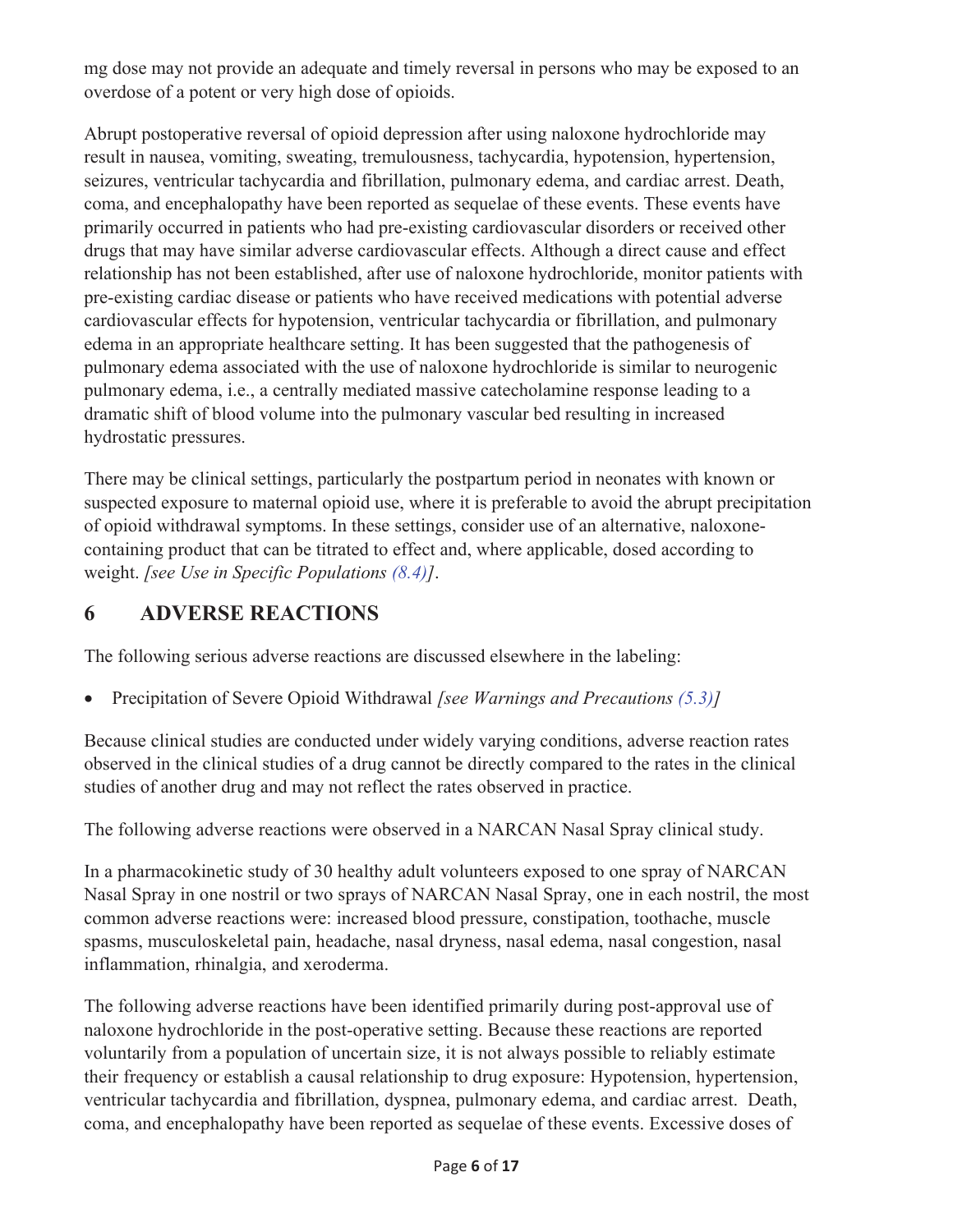mg dose may not provide an adequate and timely reversal in persons who may be exposed to an overdose of a potent or very high dose of opioids.

Abrupt postoperative reversal of opioid depression after using naloxone hydrochloride may result in nausea, vomiting, sweating, tremulousness, tachycardia, hypotension, hypertension, seizures, ventricular tachycardia and fibrillation, pulmonary edema, and cardiac arrest. Death, coma, and encephalopathy have been reported as sequelae of these events. These events have primarily occurred in patients who had pre-existing cardiovascular disorders or received other drugs that may have similar adverse cardiovascular effects. Although a direct cause and effect relationship has not been established, after use of naloxone hydrochloride, monitor patients with pre-existing cardiac disease or patients who have received medications with potential adverse cardiovascular effects for hypotension, ventricular tachycardia or fibrillation, and pulmonary edema in an appropriate healthcare setting. It has been suggested that the pathogenesis of pulmonary edema associated with the use of naloxone hydrochloride is similar to neurogenic pulmonary edema, i.e., a centrally mediated massive catecholamine response leading to a dramatic shift of blood volume into the pulmonary vascular bed resulting in increased hydrostatic pressures.

There may be clinical settings, particularly the postpartum period in neonates with known or suspected exposure to maternal opioid use, where it is preferable to avoid the abrupt precipitation of opioid withdrawal symptoms. In these settings, consider use of an alternative, naloxone-containing product that can be titrated to effect and, where applicable, dosed according to weight. *[see Use in Specific Populations (8.4)]*.

## 6 ADVERSE REACTIONS

The following serious adverse reactions are discussed elsewhere in the labeling:

- Precipitation of Severe Opioid Withdrawal *[see Warnings and Precautions (5.3)]*

Because clinical studies are conducted under widely varying conditions, adverse reaction rates observed in the clinical studies of a drug cannot be directly compared to the rates in the clinical studies of another drug and may not reflect the rates observed in practice.

The following adverse reactions were observed in a NARCAN Nasal Spray clinical study.

In a pharmacokinetic study of 30 healthy adult volunteers exposed to one spray of NARCAN Nasal Spray in one nostril or two sprays of NARCAN Nasal Spray, one in each nostril, the most common adverse reactions were: increased blood pressure, constipation, toothache, muscle spasms, musculoskeletal pain, headache, nasal dryness, nasal edema, nasal congestion, nasal inflammation, rhinalgia, and xeroderma.

The following adverse reactions have been identified primarily during post-approval use of naloxone hydrochloride in the post-operative setting. Because these reactions are reported voluntarily from a population of uncertain size, it is not always possible to reliably estimate their frequency or establish a causal relationship to drug exposure: Hypotension, hypertension, ventricular tachycardia and fibrillation, dyspnea, pulmonary edema, and cardiac arrest. Death, coma, and encephalopathy have been reported as sequelae of these events. Excessive doses of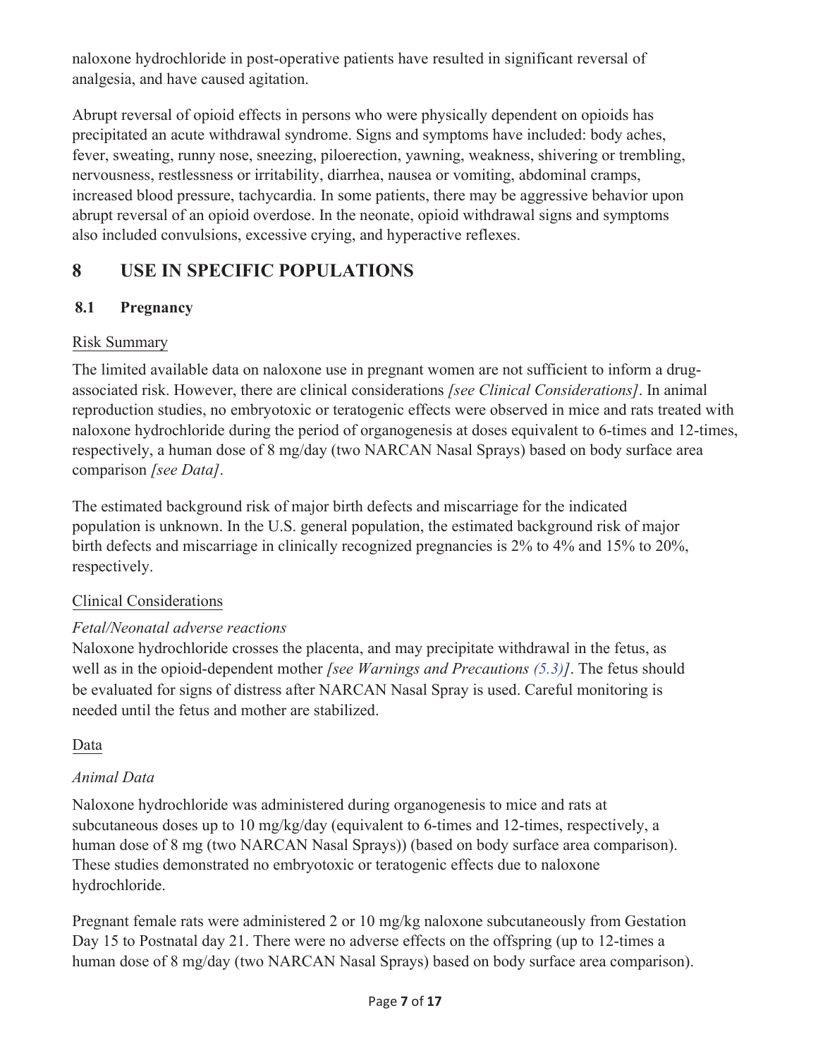naloxone hydrochloride in post-operative patients have resulted in significant reversal of analgesia, and have caused agitation.

Abrupt reversal of opioid effects in persons who were physically dependent on opioids has precipitated an acute withdrawal syndrome. Signs and symptoms have included: body aches, fever, sweating, runny nose, sneezing, piloerection, yawning, weakness, shivering or trembling, nervousness, restlessness or irritability, diarrhea, nausea or vomiting, abdominal cramps, increased blood pressure, tachycardia. In some patients, there may be aggressive behavior upon abrupt reversal of an opioid overdose. In the neonate, opioid withdrawal signs and symptoms also included convulsions, excessive crying, and hyperactive reflexes.

# 8 USE IN SPECIFIC POPULATIONS

## 8.1 Pregnancy

Risk Summary

The limited available data on naloxone use in pregnant women are not sufficient to inform a drug-associated risk. However, there are clinical considerations *[see Clinical Considerations]*. In animal reproduction studies, no embryotoxic or teratogenic effects were observed in mice and rats treated with naloxone hydrochloride during the period of organogenesis at doses equivalent to 6-times and 12-times, respectively, a human dose of 8 mg/day (two NARCAN Nasal Sprays) based on body surface area comparison *[see Data]*.

The estimated background risk of major birth defects and miscarriage for the indicated population is unknown. In the U.S. general population, the estimated background risk of major birth defects and miscarriage in clinically recognized pregnancies is 2% to 4% and 15% to 20%, respectively.

Clinical Considerations

*Fetal/Neonatal adverse reactions*

Naloxone hydrochloride crosses the placenta, and may precipitate withdrawal in the fetus, as well as in the opioid-dependent mother *[see Warnings and Precautions (5.3)]*. The fetus should be evaluated for signs of distress after NARCAN Nasal Spray is used. Careful monitoring is needed until the fetus and mother are stabilized.

Data

*Animal Data*

Naloxone hydrochloride was administered during organogenesis to mice and rats at subcutaneous doses up to 10 mg/kg/day (equivalent to 6-times and 12-times, respectively, a human dose of 8 mg (two NARCAN Nasal Sprays)) (based on body surface area comparison). These studies demonstrated no embryotoxic or teratogenic effects due to naloxone hydrochloride.

Pregnant female rats were administered 2 or 10 mg/kg naloxone subcutaneously from Gestation Day 15 to Postnatal day 21. There were no adverse effects on the offspring (up to 12-times a human dose of 8 mg/day (two NARCAN Nasal Sprays) based on body surface area comparison).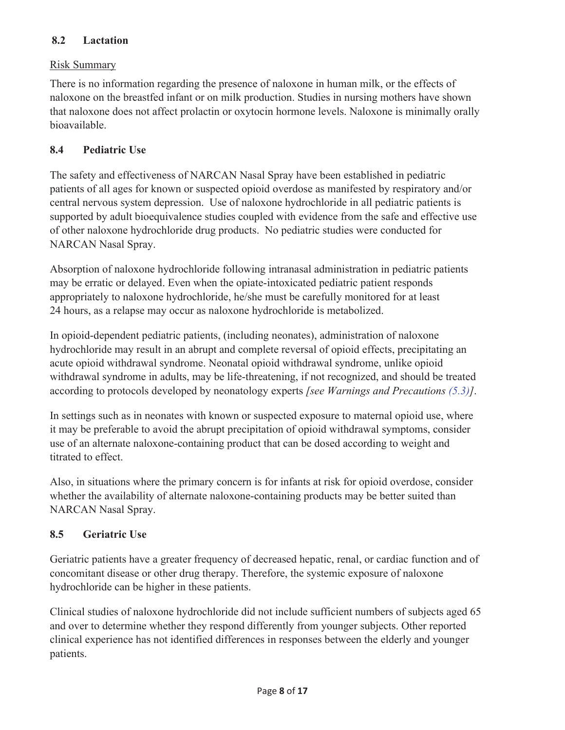## 8.2 Lactation

Risk Summary

There is no information regarding the presence of naloxone in human milk, or the effects of naloxone on the breastfed infant or on milk production. Studies in nursing mothers have shown that naloxone does not affect prolactin or oxytocin hormone levels. Naloxone is minimally orally bioavailable.

## 8.4 Pediatric Use

The safety and effectiveness of NARCAN Nasal Spray have been established in pediatric patients of all ages for known or suspected opioid overdose as manifested by respiratory and/or central nervous system depression. Use of naloxone hydrochloride in all pediatric patients is supported by adult bioequivalence studies coupled with evidence from the safe and effective use of other naloxone hydrochloride drug products. No pediatric studies were conducted for NARCAN Nasal Spray.

Absorption of naloxone hydrochloride following intranasal administration in pediatric patients may be erratic or delayed. Even when the opiate-intoxicated pediatric patient responds appropriately to naloxone hydrochloride, he/she must be carefully monitored for at least 24 hours, as a relapse may occur as naloxone hydrochloride is metabolized.

In opioid-dependent pediatric patients, (including neonates), administration of naloxone hydrochloride may result in an abrupt and complete reversal of opioid effects, precipitating an acute opioid withdrawal syndrome. Neonatal opioid withdrawal syndrome, unlike opioid withdrawal syndrome in adults, may be life-threatening, if not recognized, and should be treated according to protocols developed by neonatology experts *[see Warnings and Precautions (5.3)]*.

In settings such as in neonates with known or suspected exposure to maternal opioid use, where it may be preferable to avoid the abrupt precipitation of opioid withdrawal symptoms, consider use of an alternate naloxone-containing product that can be dosed according to weight and titrated to effect.

Also, in situations where the primary concern is for infants at risk for opioid overdose, consider whether the availability of alternate naloxone-containing products may be better suited than NARCAN Nasal Spray.

## 8.5 Geriatric Use

Geriatric patients have a greater frequency of decreased hepatic, renal, or cardiac function and of concomitant disease or other drug therapy. Therefore, the systemic exposure of naloxone hydrochloride can be higher in these patients.

Clinical studies of naloxone hydrochloride did not include sufficient numbers of subjects aged 65 and over to determine whether they respond differently from younger subjects. Other reported clinical experience has not identified differences in responses between the elderly and younger patients.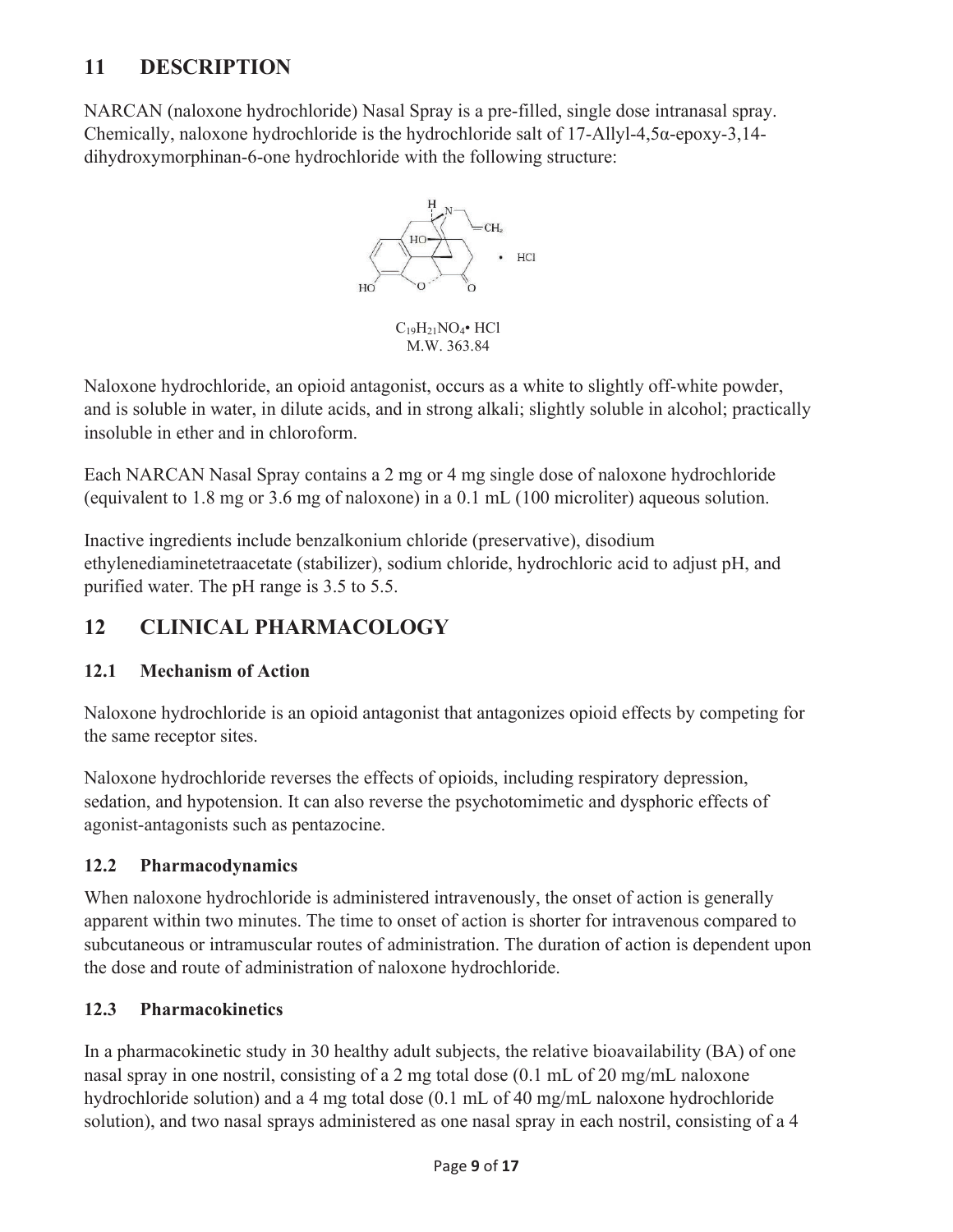## 11 DESCRIPTION

NARCAN (naloxone hydrochloride) Nasal Spray is a pre-filled, single dose intranasal spray. Chemically, naloxone hydrochloride is the hydrochloride salt of 17-Allyl-4,5α-epoxy-3,14-dihydroxymorphinan-6-one hydrochloride with the following structure:

$C_{19}H_{21}NO_4$• HCl
M.W. 363.84

Naloxone hydrochloride, an opioid antagonist, occurs as a white to slightly off-white powder, and is soluble in water, in dilute acids, and in strong alkali; slightly soluble in alcohol; practically insoluble in ether and in chloroform.

Each NARCAN Nasal Spray contains a 2 mg or 4 mg single dose of naloxone hydrochloride (equivalent to 1.8 mg or 3.6 mg of naloxone) in a 0.1 mL (100 microliter) aqueous solution.

Inactive ingredients include benzalkonium chloride (preservative), disodium ethylenediaminetetraacetate (stabilizer), sodium chloride, hydrochloric acid to adjust pH, and purified water. The pH range is 3.5 to 5.5.

## 12 CLINICAL PHARMACOLOGY

### 12.1 Mechanism of Action

Naloxone hydrochloride is an opioid antagonist that antagonizes opioid effects by competing for the same receptor sites.

Naloxone hydrochloride reverses the effects of opioids, including respiratory depression, sedation, and hypotension. It can also reverse the psychotomimetic and dysphoric effects of agonist-antagonists such as pentazocine.

### 12.2 Pharmacodynamics

When naloxone hydrochloride is administered intravenously, the onset of action is generally apparent within two minutes. The time to onset of action is shorter for intravenous compared to subcutaneous or intramuscular routes of administration. The duration of action is dependent upon the dose and route of administration of naloxone hydrochloride.

### 12.3 Pharmacokinetics

In a pharmacokinetic study in 30 healthy adult subjects, the relative bioavailability (BA) of one nasal spray in one nostril, consisting of a 2 mg total dose (0.1 mL of 20 mg/mL naloxone hydrochloride solution) and a 4 mg total dose (0.1 mL of 40 mg/mL naloxone hydrochloride solution), and two nasal sprays administered as one nasal spray in each nostril, consisting of a 4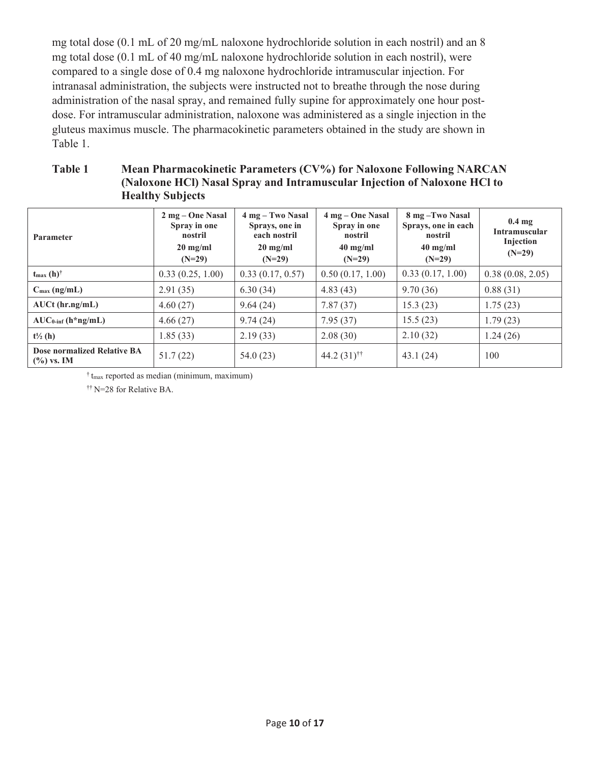mg total dose (0.1 mL of 20 mg/mL naloxone hydrochloride solution in each nostril) and an 8 mg total dose (0.1 mL of 40 mg/mL naloxone hydrochloride solution in each nostril), were compared to a single dose of 0.4 mg naloxone hydrochloride intramuscular injection. For intranasal administration, the subjects were instructed not to breathe through the nose during administration of the nasal spray, and remained fully supine for approximately one hour post-dose. For intramuscular administration, naloxone was administered as a single injection in the gluteus maximus muscle. The pharmacokinetic parameters obtained in the study are shown in Table 1.

**Table 1 Mean Pharmacokinetic Parameters (CV%) for Naloxone Following NARCAN (Naloxone HCl) Nasal Spray and Intramuscular Injection of Naloxone HCl to Healthy Subjects**

| Parameter | 2 mg – One Nasal Spray in one nostril 20 mg/ml (N=29) | 4 mg – Two Nasal Sprays, one in each nostril 20 mg/ml (N=29) | 4 mg – One Nasal Spray in one nostril 40 mg/ml (N=29) | 8 mg –Two Nasal Sprays, one in each nostril 40 mg/ml (N=29) | 0.4 mg Intramuscular Injection (N=29) |
|---|---|---|---|---|---|
| $t_{max}$ (h)[†] | 0.33 (0.25, 1.00) | 0.33 (0.17, 0.57) | 0.50 (0.17, 1.00) | 0.33 (0.17, 1.00) | 0.38 (0.08, 2.05) |
| $C_{max}$ (ng/mL) | 2.91 (35) | 6.30 (34) | 4.83 (43) | 9.70 (36) | 0.88 (31) |
| AUCt (hr.ng/mL) | 4.60 (27) | 9.64 (24) | 7.87 (37) | 15.3 (23) | 1.75 (23) |
| $AUC_{0\text{-}inf}$ (h*ng/mL) | 4.66 (27) | 9.74 (24) | 7.95 (37) | 15.5 (23) | 1.79 (23) |
| t½ (h) | 1.85 (33) | 2.19 (33) | 2.08 (30) | 2.10 (32) | 1.24 (26) |
| Dose normalized Relative BA (%) vs. IM | 51.7 (22) | 54.0 (23) | 44.2 (31)[††] | 43.1 (24) | 100 |

[†] $t_{max}$ reported as median (minimum, maximum)

[††] N=28 for Relative BA.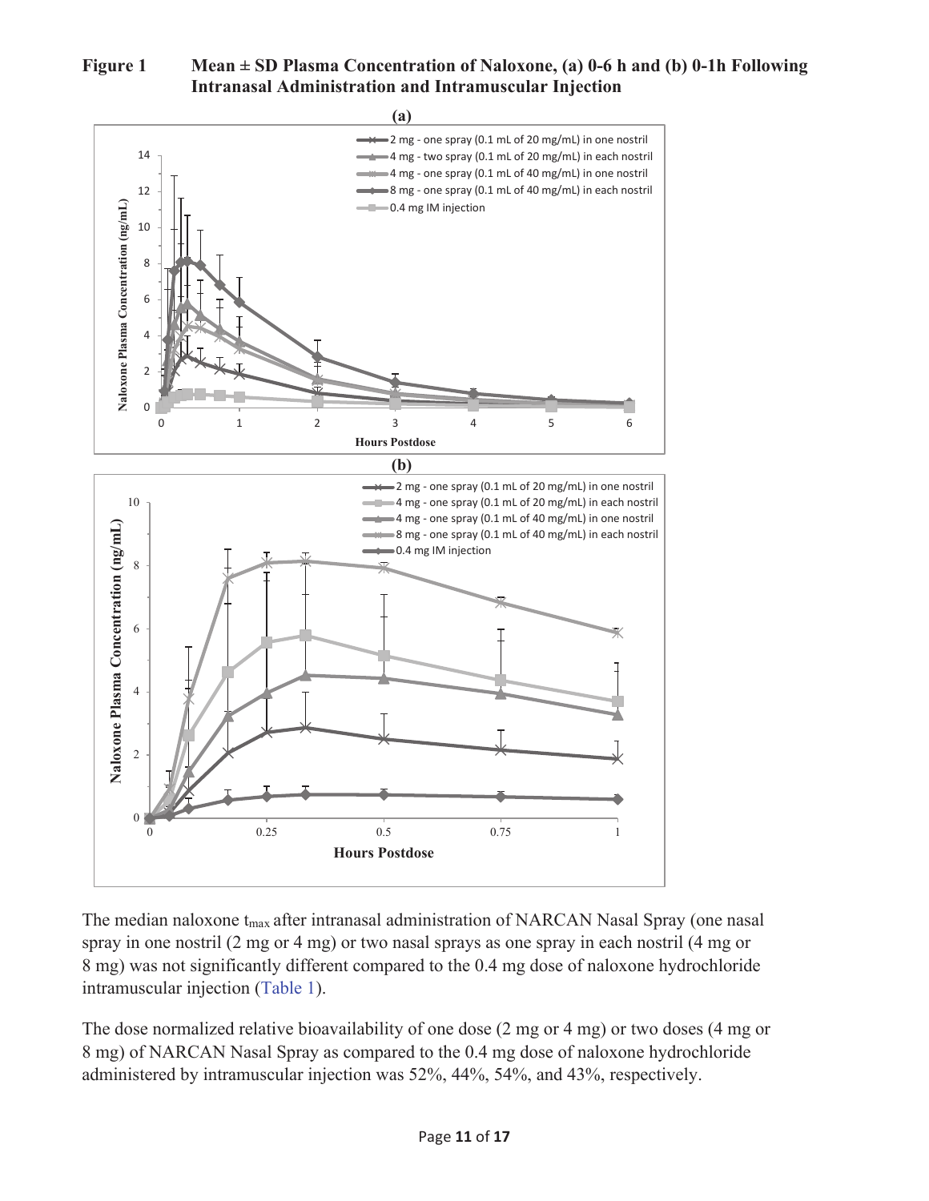**Figure 1 Mean ± SD Plasma Concentration of Naloxone, (a) 0-6 h and (b) 0-1h Following Intranasal Administration and Intramuscular Injection**

The median naloxone $t_{max}$ after intranasal administration of NARCAN Nasal Spray (one nasal spray in one nostril (2 mg or 4 mg) or two nasal sprays as one spray in each nostril (4 mg or 8 mg) was not significantly different compared to the 0.4 mg dose of naloxone hydrochloride intramuscular injection (Table 1).

The dose normalized relative bioavailability of one dose (2 mg or 4 mg) or two doses (4 mg or 8 mg) of NARCAN Nasal Spray as compared to the 0.4 mg dose of naloxone hydrochloride administered by intramuscular injection was 52%, 44%, 54%, and 43%, respectively.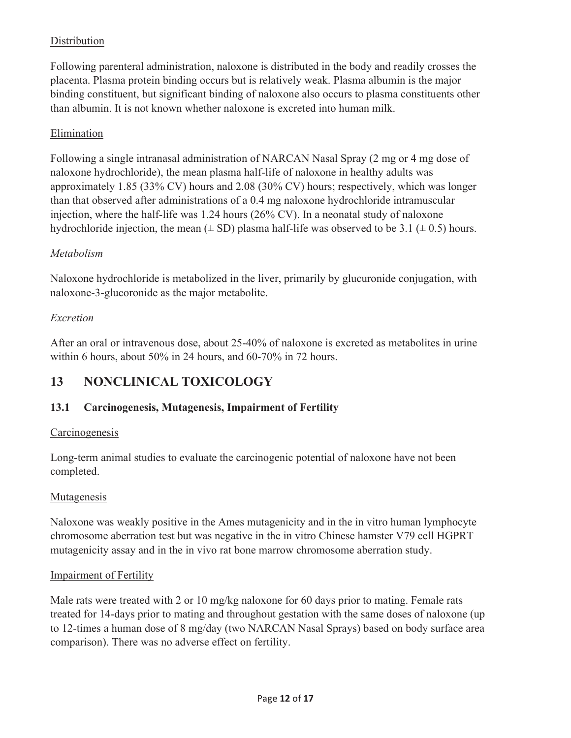Distribution

Following parenteral administration, naloxone is distributed in the body and readily crosses the placenta. Plasma protein binding occurs but is relatively weak. Plasma albumin is the major binding constituent, but significant binding of naloxone also occurs to plasma constituents other than albumin. It is not known whether naloxone is excreted into human milk.

Elimination

Following a single intranasal administration of NARCAN Nasal Spray (2 mg or 4 mg dose of naloxone hydrochloride), the mean plasma half-life of naloxone in healthy adults was approximately 1.85 (33% CV) hours and 2.08 (30% CV) hours; respectively, which was longer than that observed after administrations of a 0.4 mg naloxone hydrochloride intramuscular injection, where the half-life was 1.24 hours (26% CV). In a neonatal study of naloxone hydrochloride injection, the mean (± SD) plasma half-life was observed to be 3.1 (± 0.5) hours.

*Metabolism*

Naloxone hydrochloride is metabolized in the liver, primarily by glucuronide conjugation, with naloxone-3-glucoronide as the major metabolite.

*Excretion*

After an oral or intravenous dose, about 25-40% of naloxone is excreted as metabolites in urine within 6 hours, about 50% in 24 hours, and 60-70% in 72 hours.

# 13 NONCLINICAL TOXICOLOGY

## 13.1 Carcinogenesis, Mutagenesis, Impairment of Fertility

Carcinogenesis

Long-term animal studies to evaluate the carcinogenic potential of naloxone have not been completed.

Mutagenesis

Naloxone was weakly positive in the Ames mutagenicity and in the in vitro human lymphocyte chromosome aberration test but was negative in the in vitro Chinese hamster V79 cell HGPRT mutagenicity assay and in the in vivo rat bone marrow chromosome aberration study.

Impairment of Fertility

Male rats were treated with 2 or 10 mg/kg naloxone for 60 days prior to mating. Female rats treated for 14-days prior to mating and throughout gestation with the same doses of naloxone (up to 12-times a human dose of 8 mg/day (two NARCAN Nasal Sprays) based on body surface area comparison). There was no adverse effect on fertility.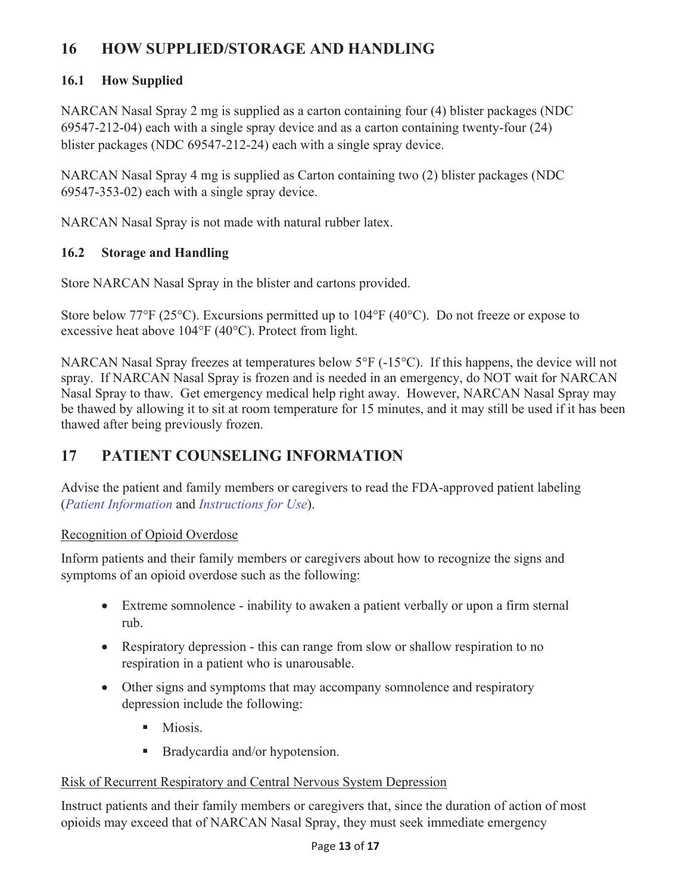## 16 HOW SUPPLIED/STORAGE AND HANDLING

### 16.1 How Supplied

NARCAN Nasal Spray 2 mg is supplied as a carton containing four (4) blister packages (NDC 69547-212-04) each with a single spray device and as a carton containing twenty-four (24) blister packages (NDC 69547-212-24) each with a single spray device.

NARCAN Nasal Spray 4 mg is supplied as Carton containing two (2) blister packages (NDC 69547-353-02) each with a single spray device.

NARCAN Nasal Spray is not made with natural rubber latex.

### 16.2 Storage and Handling

Store NARCAN Nasal Spray in the blister and cartons provided.

Store below 77°F (25°C). Excursions permitted up to 104°F (40°C). Do not freeze or expose to excessive heat above 104°F (40°C). Protect from light.

NARCAN Nasal Spray freezes at temperatures below 5°F (-15°C). If this happens, the device will not spray. If NARCAN Nasal Spray is frozen and is needed in an emergency, do NOT wait for NARCAN Nasal Spray to thaw. Get emergency medical help right away. However, NARCAN Nasal Spray may be thawed by allowing it to sit at room temperature for 15 minutes, and it may still be used if it has been thawed after being previously frozen.

## 17 PATIENT COUNSELING INFORMATION

Advise the patient and family members or caregivers to read the FDA-approved patient labeling (*Patient Information* and *Instructions for Use*).

Recognition of Opioid Overdose

Inform patients and their family members or caregivers about how to recognize the signs and symptoms of an opioid overdose such as the following:

- Extreme somnolence - inability to awaken a patient verbally or upon a firm sternal rub.
- Respiratory depression - this can range from slow or shallow respiration to no respiration in a patient who is unarousable.
- Other signs and symptoms that may accompany somnolence and respiratory depression include the following:
  - Miosis.
  - Bradycardia and/or hypotension.

Risk of Recurrent Respiratory and Central Nervous System Depression

Instruct patients and their family members or caregivers that, since the duration of action of most opioids may exceed that of NARCAN Nasal Spray, they must seek immediate emergency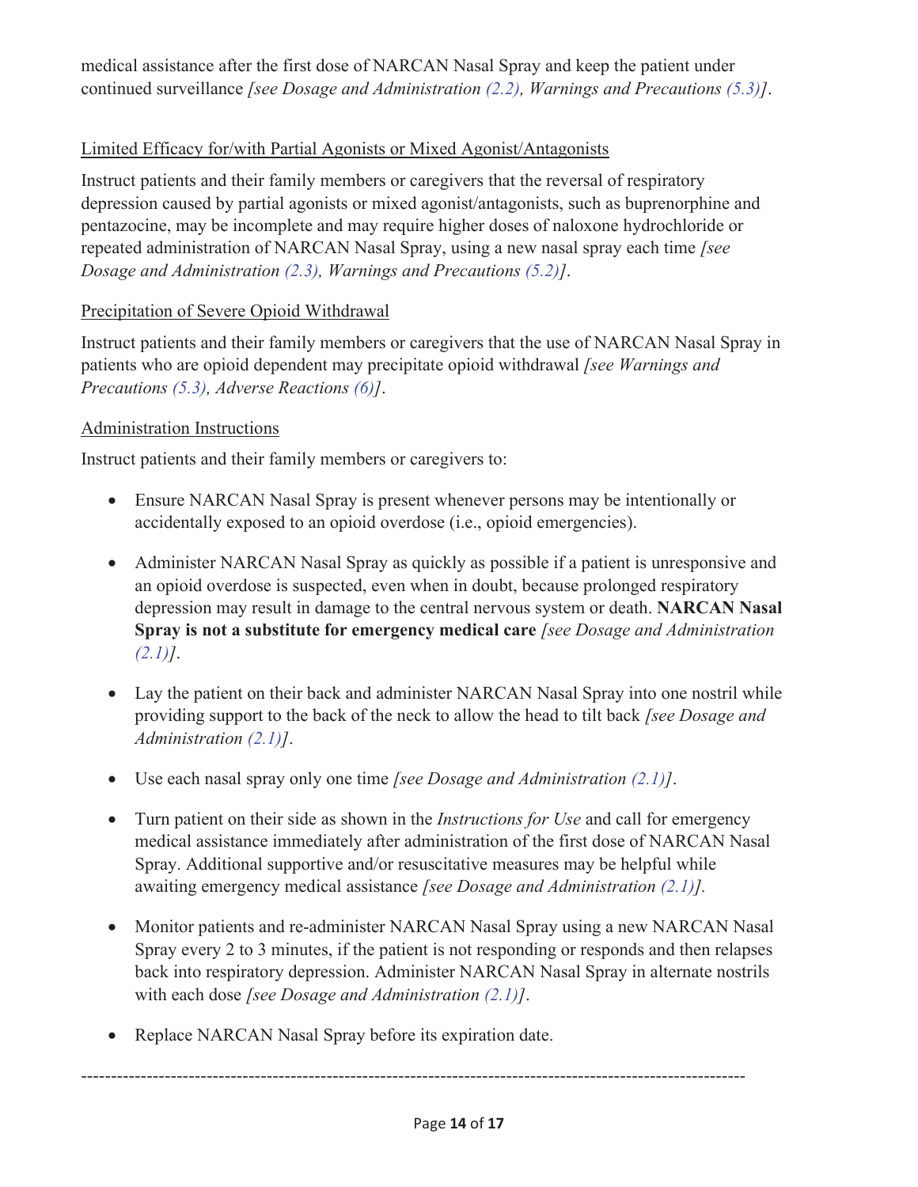medical assistance after the first dose of NARCAN Nasal Spray and keep the patient under continued surveillance *[see Dosage and Administration (2.2), Warnings and Precautions (5.3)]*.

Limited Efficacy for/with Partial Agonists or Mixed Agonist/Antagonists

Instruct patients and their family members or caregivers that the reversal of respiratory depression caused by partial agonists or mixed agonist/antagonists, such as buprenorphine and pentazocine, may be incomplete and may require higher doses of naloxone hydrochloride or repeated administration of NARCAN Nasal Spray, using a new nasal spray each time *[see Dosage and Administration (2.3), Warnings and Precautions (5.2)]*.

Precipitation of Severe Opioid Withdrawal

Instruct patients and their family members or caregivers that the use of NARCAN Nasal Spray in patients who are opioid dependent may precipitate opioid withdrawal *[see Warnings and Precautions (5.3), Adverse Reactions (6)]*.

Administration Instructions

Instruct patients and their family members or caregivers to:

- Ensure NARCAN Nasal Spray is present whenever persons may be intentionally or accidentally exposed to an opioid overdose (i.e., opioid emergencies).
- Administer NARCAN Nasal Spray as quickly as possible if a patient is unresponsive and an opioid overdose is suspected, even when in doubt, because prolonged respiratory depression may result in damage to the central nervous system or death. **NARCAN Nasal Spray is not a substitute for emergency medical care** *[see Dosage and Administration (2.1)]*.
- Lay the patient on their back and administer NARCAN Nasal Spray into one nostril while providing support to the back of the neck to allow the head to tilt back *[see Dosage and Administration (2.1)]*.
- Use each nasal spray only one time *[see Dosage and Administration (2.1)]*.
- Turn patient on their side as shown in the *Instructions for Use* and call for emergency medical assistance immediately after administration of the first dose of NARCAN Nasal Spray. Additional supportive and/or resuscitative measures may be helpful while awaiting emergency medical assistance *[see Dosage and Administration (2.1)].*
- Monitor patients and re-administer NARCAN Nasal Spray using a new NARCAN Nasal Spray every 2 to 3 minutes, if the patient is not responding or responds and then relapses back into respiratory depression. Administer NARCAN Nasal Spray in alternate nostrils with each dose *[see Dosage and Administration (2.1)]*.
- Replace NARCAN Nasal Spray before its expiration date.

---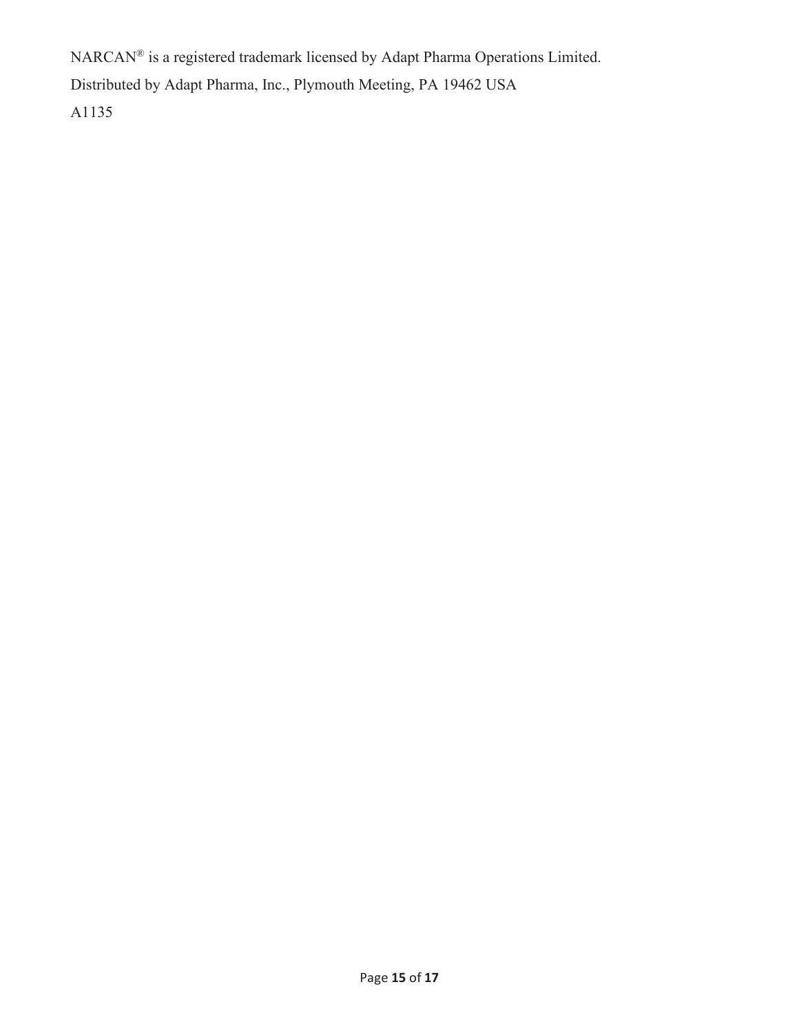NARCAN® is a registered trademark licensed by Adapt Pharma Operations Limited.

Distributed by Adapt Pharma, Inc., Plymouth Meeting, PA 19462 USA

A1135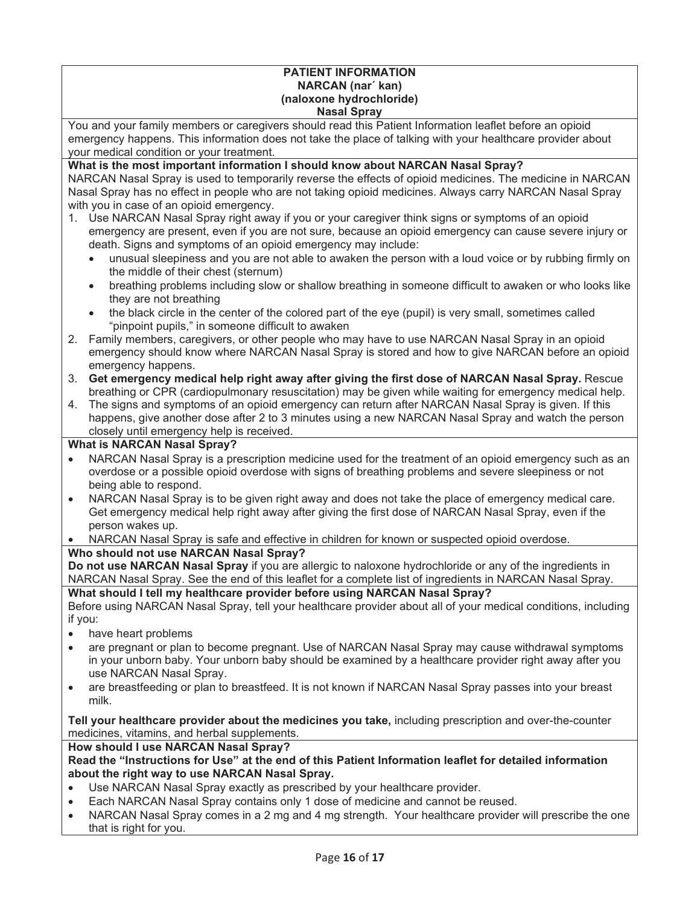# PATIENT INFORMATION
# NARCAN (nar´ kan)
# (naloxone hydrochloride)
# Nasal Spray

You and your family members or caregivers should read this Patient Information leaflet before an opioid emergency happens. This information does not take the place of talking with your healthcare provider about your medical condition or your treatment.

**What is the most important information I should know about NARCAN Nasal Spray?**

NARCAN Nasal Spray is used to temporarily reverse the effects of opioid medicines. The medicine in NARCAN Nasal Spray has no effect in people who are not taking opioid medicines. Always carry NARCAN Nasal Spray with you in case of an opioid emergency.

1. Use NARCAN Nasal Spray right away if you or your caregiver think signs or symptoms of an opioid emergency are present, even if you are not sure, because an opioid emergency can cause severe injury or death. Signs and symptoms of an opioid emergency may include:
   - unusual sleepiness and you are not able to awaken the person with a loud voice or by rubbing firmly on the middle of their chest (sternum)
   - breathing problems including slow or shallow breathing in someone difficult to awaken or who looks like they are not breathing
   - the black circle in the center of the colored part of the eye (pupil) is very small, sometimes called "pinpoint pupils," in someone difficult to awaken
2. Family members, caregivers, or other people who may have to use NARCAN Nasal Spray in an opioid emergency should know where NARCAN Nasal Spray is stored and how to give NARCAN before an opioid emergency happens.
3. **Get emergency medical help right away after giving the first dose of NARCAN Nasal Spray.** Rescue breathing or CPR (cardiopulmonary resuscitation) may be given while waiting for emergency medical help.
4. The signs and symptoms of an opioid emergency can return after NARCAN Nasal Spray is given. If this happens, give another dose after 2 to 3 minutes using a new NARCAN Nasal Spray and watch the person closely until emergency help is received.

**What is NARCAN Nasal Spray?**

- NARCAN Nasal Spray is a prescription medicine used for the treatment of an opioid emergency such as an overdose or a possible opioid overdose with signs of breathing problems and severe sleepiness or not being able to respond.
- NARCAN Nasal Spray is to be given right away and does not take the place of emergency medical care. Get emergency medical help right away after giving the first dose of NARCAN Nasal Spray, even if the person wakes up.
- NARCAN Nasal Spray is safe and effective in children for known or suspected opioid overdose.

**Who should not use NARCAN Nasal Spray?**

**Do not use NARCAN Nasal Spray** if you are allergic to naloxone hydrochloride or any of the ingredients in NARCAN Nasal Spray. See the end of this leaflet for a complete list of ingredients in NARCAN Nasal Spray.

**What should I tell my healthcare provider before using NARCAN Nasal Spray?**

Before using NARCAN Nasal Spray, tell your healthcare provider about all of your medical conditions, including if you:

- have heart problems
- are pregnant or plan to become pregnant. Use of NARCAN Nasal Spray may cause withdrawal symptoms in your unborn baby. Your unborn baby should be examined by a healthcare provider right away after you use NARCAN Nasal Spray.
- are breastfeeding or plan to breastfeed. It is not known if NARCAN Nasal Spray passes into your breast milk.

**Tell your healthcare provider about the medicines you take,** including prescription and over-the-counter medicines, vitamins, and herbal supplements.

**How should I use NARCAN Nasal Spray?**

**Read the "Instructions for Use" at the end of this Patient Information leaflet for detailed information about the right way to use NARCAN Nasal Spray.**

- Use NARCAN Nasal Spray exactly as prescribed by your healthcare provider.
- Each NARCAN Nasal Spray contains only 1 dose of medicine and cannot be reused.
- NARCAN Nasal Spray comes in a 2 mg and 4 mg strength. Your healthcare provider will prescribe the one that is right for you.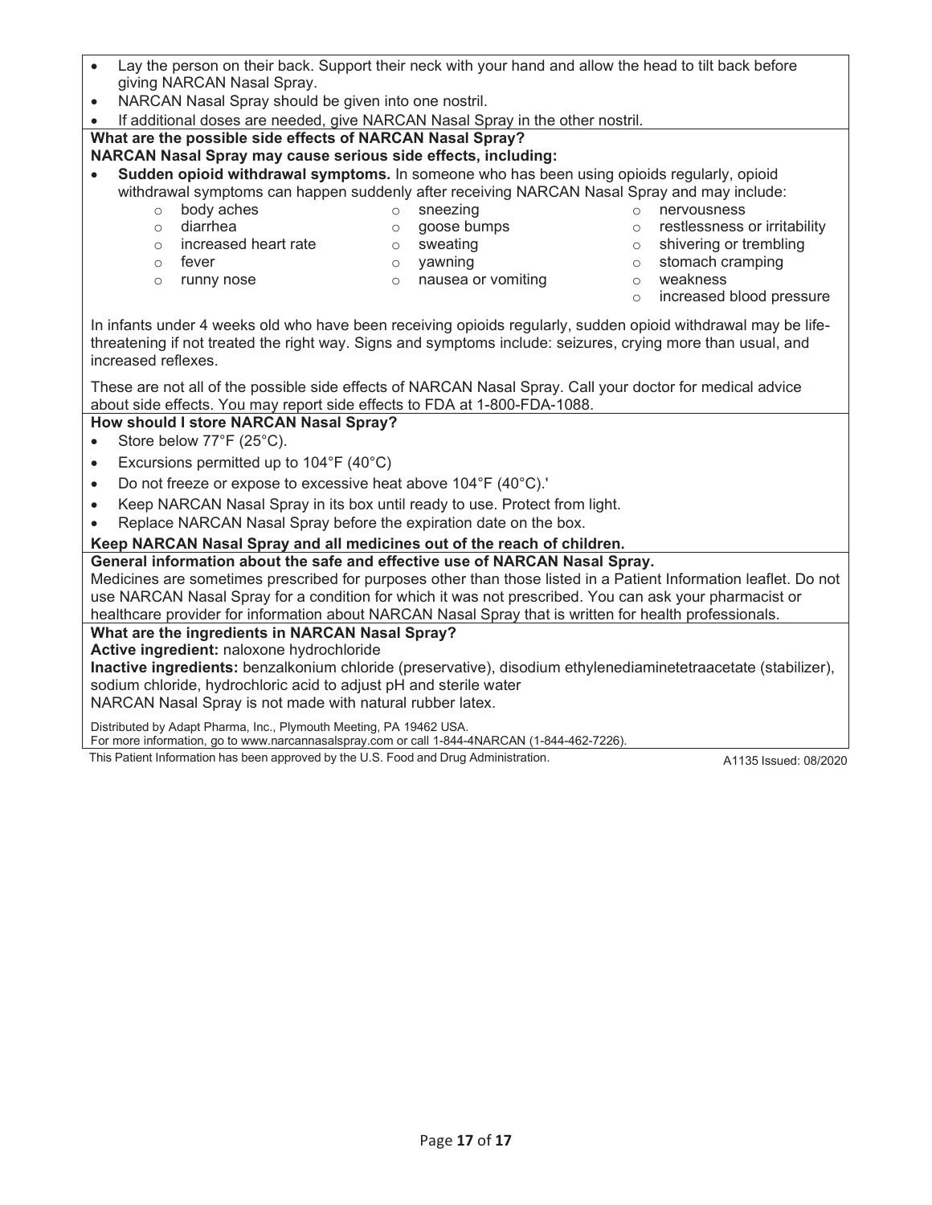- Lay the person on their back. Support their neck with your hand and allow the head to tilt back before giving NARCAN Nasal Spray.
- NARCAN Nasal Spray should be given into one nostril.
- If additional doses are needed, give NARCAN Nasal Spray in the other nostril.

**What are the possible side effects of NARCAN Nasal Spray?**

**NARCAN Nasal Spray may cause serious side effects, including:**

- **Sudden opioid withdrawal symptoms.** In someone who has been using opioids regularly, opioid withdrawal symptoms can happen suddenly after receiving NARCAN Nasal Spray and may include:
  - body aches
  - diarrhea
  - increased heart rate
  - fever
  - runny nose
  - sneezing
  - goose bumps
  - sweating
  - yawning
  - nausea or vomiting
  - nervousness
  - restlessness or irritability
  - shivering or trembling
  - stomach cramping
  - weakness
  - increased blood pressure

In infants under 4 weeks old who have been receiving opioids regularly, sudden opioid withdrawal may be life-threatening if not treated the right way. Signs and symptoms include: seizures, crying more than usual, and increased reflexes.

These are not all of the possible side effects of NARCAN Nasal Spray. Call your doctor for medical advice about side effects. You may report side effects to FDA at 1-800-FDA-1088.

**How should I store NARCAN Nasal Spray?**

- Store below 77°F (25°C).
- Excursions permitted up to 104°F (40°C)
- Do not freeze or expose to excessive heat above 104°F (40°C).'
- Keep NARCAN Nasal Spray in its box until ready to use. Protect from light.
- Replace NARCAN Nasal Spray before the expiration date on the box.

**Keep NARCAN Nasal Spray and all medicines out of the reach of children.**

**General information about the safe and effective use of NARCAN Nasal Spray.**

Medicines are sometimes prescribed for purposes other than those listed in a Patient Information leaflet. Do not use NARCAN Nasal Spray for a condition for which it was not prescribed. You can ask your pharmacist or healthcare provider for information about NARCAN Nasal Spray that is written for health professionals.

**What are the ingredients in NARCAN Nasal Spray?**

**Active ingredient:** naloxone hydrochloride

**Inactive ingredients:** benzalkonium chloride (preservative), disodium ethylenediaminetetraacetate (stabilizer), sodium chloride, hydrochloric acid to adjust pH and sterile water

NARCAN Nasal Spray is not made with natural rubber latex.

Distributed by Adapt Pharma, Inc., Plymouth Meeting, PA 19462 USA.
For more information, go to www.narcannasalspray.com or call 1-844-4NARCAN (1-844-462-7226).

This Patient Information has been approved by the U.S. Food and Drug Administration.

A1135 Issued: 08/2020